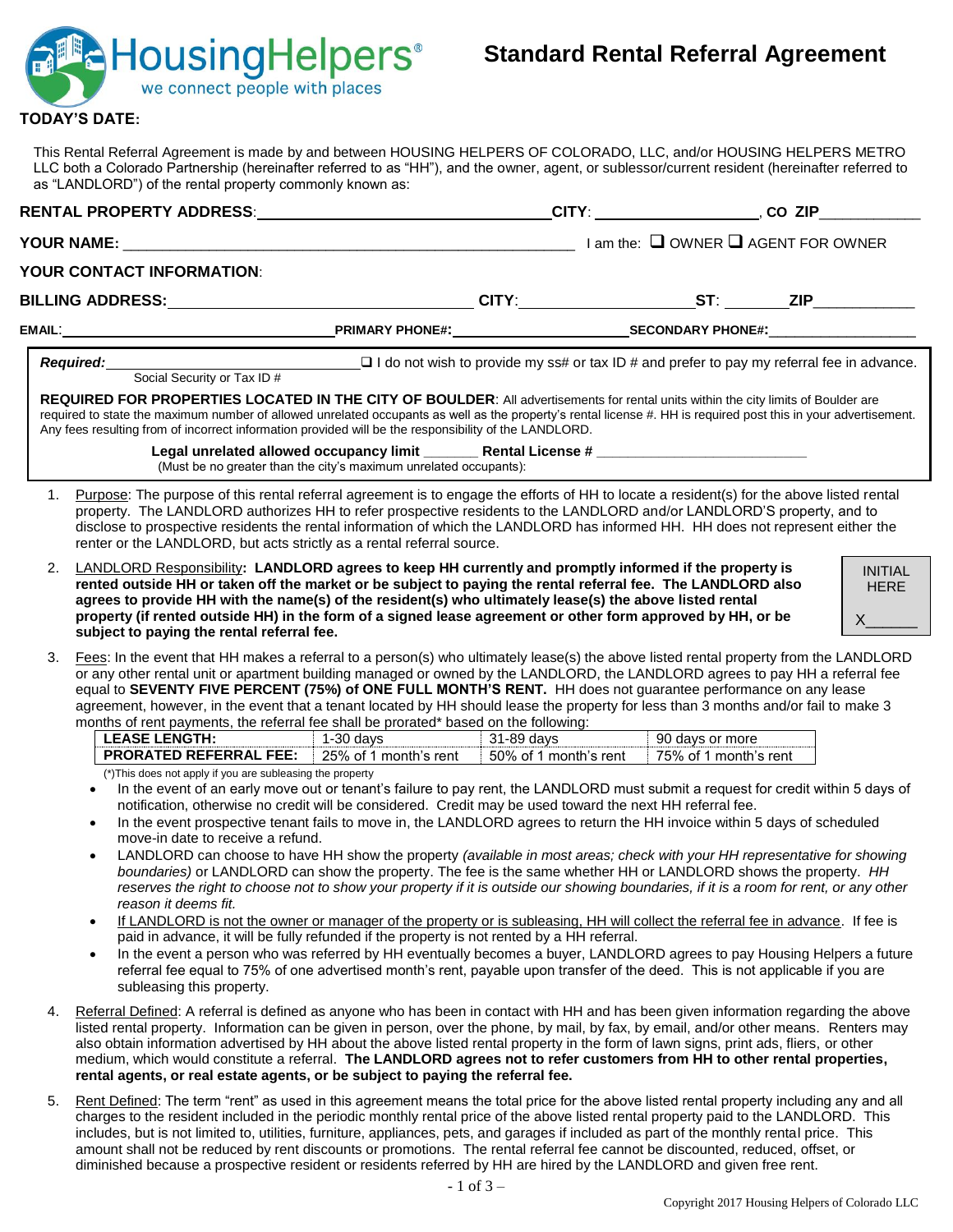HousingHelpers® we connect people with places

# Standard Rental Referral Agreement

**TODAY'S DATE:**

This Rental Referral Agreement is made by and between HOUSING HELPERS OF COLORADO, LLC, and/or HOUSING HELPERS METRO LLC both a Colorado Partnership (hereinafter referred to as "HH"), and the owner, agent, or sublessor/current resident (hereinafter referred to as "LANDLORD") of the rental property commonly known as:

**RENTAL PROPERTY ADDRESS**:________________________ **CITY**: ______________, **CO ZIP**__________

**YOUR NAME:** ______________________________ I am the: ❑ OWNER ❑ AGENT FOR OWNER

**YOUR CONTACT INFORMATION**:

**BILLING ADDRESS:**________________________ **CITY**:______________ **ST**: _______ **ZIP**__________

**EMAIL**:____________________ **PRIMARY PHONE#:**______________ **SECONDARY PHONE#:**______________

***Required:***______________________________ ❑ I do not wish to provide my ss# or tax ID # and prefer to pay my referral fee in advance.
Social Security or Tax ID #

**REQUIRED FOR PROPERTIES LOCATED IN THE CITY OF BOULDER**: All advertisements for rental units within the city limits of Boulder are required to state the maximum number of allowed unrelated occupants as well as the property's rental license #. HH is required post this in your advertisement. Any fees resulting from of incorrect information provided will be the responsibility of the LANDLORD.

**Legal unrelated allowed occupancy limit** _______ **Rental License #** ________________________
(Must be no greater than the city's maximum unrelated occupants):

1. Purpose: The purpose of this rental referral agreement is to engage the efforts of HH to locate a resident(s) for the above listed rental property. The LANDLORD authorizes HH to refer prospective residents to the LANDLORD and/or LANDLORD'S property, and to disclose to prospective residents the rental information of which the LANDLORD has informed HH. HH does not represent either the renter or the LANDLORD, but acts strictly as a rental referral source.

2. LANDLORD Responsibility**: LANDLORD agrees to keep HH currently and promptly informed if the property is rented outside HH or taken off the market or be subject to paying the rental referral fee. The LANDLORD also agrees to provide HH with the name(s) of the resident(s) who ultimately lease(s) the above listed rental property (if rented outside HH) in the form of a signed lease agreement or other form approved by HH, or be subject to paying the rental referral fee.**

   INITIAL HERE X______

3. Fees: In the event that HH makes a referral to a person(s) who ultimately lease(s) the above listed rental property from the LANDLORD or any other rental unit or apartment building managed or owned by the LANDLORD, the LANDLORD agrees to pay HH a referral fee equal to **SEVENTY FIVE PERCENT (75%) of ONE FULL MONTH'S RENT.** HH does not guarantee performance on any lease agreement, however, in the event that a tenant located by HH should lease the property for less than 3 months and/or fail to make 3 months of rent payments, the referral fee shall be prorated* based on the following:

| **LEASE LENGTH:** | 1-30 days | 31-89 days | 90 days or more |
|---|---|---|---|
| **PRORATED REFERRAL FEE:** | 25% of 1 month's rent | 50% of 1 month's rent | 75% of 1 month's rent |

(*)This does not apply if you are subleasing the property

   - In the event of an early move out or tenant's failure to pay rent, the LANDLORD must submit a request for credit within 5 days of notification, otherwise no credit will be considered. Credit may be used toward the next HH referral fee.
   - In the event prospective tenant fails to move in, the LANDLORD agrees to return the HH invoice within 5 days of scheduled move-in date to receive a refund.
   - LANDLORD can choose to have HH show the property *(available in most areas; check with your HH representative for showing boundaries)* or LANDLORD can show the property. The fee is the same whether HH or LANDLORD shows the property. *HH reserves the right to choose not to show your property if it is outside our showing boundaries, if it is a room for rent, or any other reason it deems fit.*
   - If LANDLORD is not the owner or manager of the property or is subleasing, HH will collect the referral fee in advance. If fee is paid in advance, it will be fully refunded if the property is not rented by a HH referral.
   - In the event a person who was referred by HH eventually becomes a buyer, LANDLORD agrees to pay Housing Helpers a future referral fee equal to 75% of one advertised month's rent, payable upon transfer of the deed. This is not applicable if you are subleasing this property.

4. Referral Defined: A referral is defined as anyone who has been in contact with HH and has been given information regarding the above listed rental property. Information can be given in person, over the phone, by mail, by fax, by email, and/or other means. Renters may also obtain information advertised by HH about the above listed rental property in the form of lawn signs, print ads, fliers, or other medium, which would constitute a referral. **The LANDLORD agrees not to refer customers from HH to other rental properties, rental agents, or real estate agents, or be subject to paying the referral fee.**

5. Rent Defined: The term "rent" as used in this agreement means the total price for the above listed rental property including any and all charges to the resident included in the periodic monthly rental price of the above listed rental property paid to the LANDLORD. This includes, but is not limited to, utilities, furniture, appliances, pets, and garages if included as part of the monthly rental price. This amount shall not be reduced by rent discounts or promotions. The rental referral fee cannot be discounted, reduced, offset, or diminished because a prospective resident or residents referred by HH are hired by the LANDLORD and given free rent.

Copyright 2017 Housing Helpers of Colorado LLC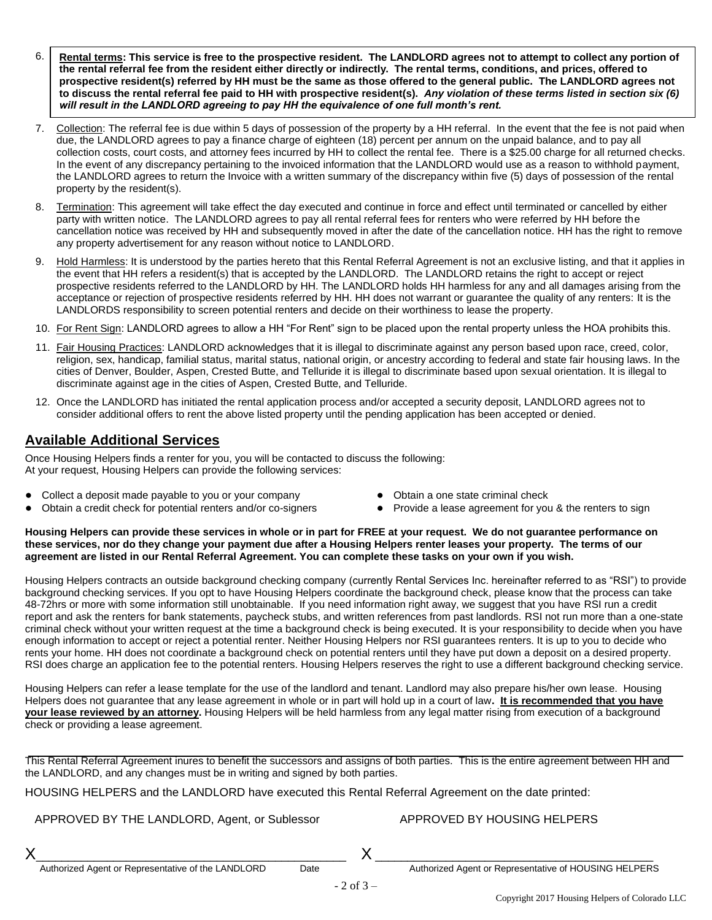6. **Rental terms: This service is free to the prospective resident. The LANDLORD agrees not to attempt to collect any portion of the rental referral fee from the resident either directly or indirectly. The rental terms, conditions, and prices, offered to prospective resident(s) referred by HH must be the same as those offered to the general public. The LANDLORD agrees not to discuss the rental referral fee paid to HH with prospective resident(s).** ***Any violation of these terms listed in section six (6) will result in the LANDLORD agreeing to pay HH the equivalence of one full month's rent.***

7. Collection: The referral fee is due within 5 days of possession of the property by a HH referral. In the event that the fee is not paid when due, the LANDLORD agrees to pay a finance charge of eighteen (18) percent per annum on the unpaid balance, and to pay all collection costs, court costs, and attorney fees incurred by HH to collect the rental fee. There is a $25.00 charge for all returned checks. In the event of any discrepancy pertaining to the invoiced information that the LANDLORD would use as a reason to withhold payment, the LANDLORD agrees to return the Invoice with a written summary of the discrepancy within five (5) days of possession of the rental property by the resident(s).

8. Termination: This agreement will take effect the day executed and continue in force and effect until terminated or cancelled by either party with written notice. The LANDLORD agrees to pay all rental referral fees for renters who were referred by HH before the cancellation notice was received by HH and subsequently moved in after the date of the cancellation notice. HH has the right to remove any property advertisement for any reason without notice to LANDLORD.

9. Hold Harmless: It is understood by the parties hereto that this Rental Referral Agreement is not an exclusive listing, and that it applies in the event that HH refers a resident(s) that is accepted by the LANDLORD. The LANDLORD retains the right to accept or reject prospective residents referred to the LANDLORD by HH. The LANDLORD holds HH harmless for any and all damages arising from the acceptance or rejection of prospective residents referred by HH. HH does not warrant or guarantee the quality of any renters: It is the LANDLORDS responsibility to screen potential renters and decide on their worthiness to lease the property.

10. For Rent Sign: LANDLORD agrees to allow a HH "For Rent" sign to be placed upon the rental property unless the HOA prohibits this.

11. Fair Housing Practices: LANDLORD acknowledges that it is illegal to discriminate against any person based upon race, creed, color, religion, sex, handicap, familial status, marital status, national origin, or ancestry according to federal and state fair housing laws. In the cities of Denver, Boulder, Aspen, Crested Butte, and Telluride it is illegal to discriminate based upon sexual orientation. It is illegal to discriminate against age in the cities of Aspen, Crested Butte, and Telluride.

12. Once the LANDLORD has initiated the rental application process and/or accepted a security deposit, LANDLORD agrees not to consider additional offers to rent the above listed property until the pending application has been accepted or denied.

## Available Additional Services

Once Housing Helpers finds a renter for you, you will be contacted to discuss the following:
At your request, Housing Helpers can provide the following services:

- Collect a deposit made payable to you or your company
- Obtain a credit check for potential renters and/or co-signers
- Obtain a one state criminal check
- Provide a lease agreement for you & the renters to sign

**Housing Helpers can provide these services in whole or in part for FREE at your request. We do not guarantee performance on these services, nor do they change your payment due after a Housing Helpers renter leases your property. The terms of our agreement are listed in our Rental Referral Agreement. You can complete these tasks on your own if you wish.**

Housing Helpers contracts an outside background checking company (currently Rental Services Inc. hereinafter referred to as "RSI") to provide background checking services. If you opt to have Housing Helpers coordinate the background check, please know that the process can take 48-72hrs or more with some information still unobtainable. If you need information right away, we suggest that you have RSI run a credit report and ask the renters for bank statements, paycheck stubs, and written references from past landlords. RSI not run more than a one-state criminal check without your written request at the time a background check is being executed. It is your responsibility to decide when you have enough information to accept or reject a potential renter. Neither Housing Helpers nor RSI guarantees renters. It is up to you to decide who rents your home. HH does not coordinate a background check on potential renters until they have put down a deposit on a desired property. RSI does charge an application fee to the potential renters. Housing Helpers reserves the right to use a different background checking service.

Housing Helpers can refer a lease template for the use of the landlord and tenant. Landlord may also prepare his/her own lease. Housing Helpers does not guarantee that any lease agreement in whole or in part will hold up in a court of law**. <u>It is recommended that you have your lease reviewed by an attorney.</u>** Housing Helpers will be held harmless from any legal matter rising from execution of a background check or providing a lease agreement.

This Rental Referral Agreement inures to benefit the successors and assigns of both parties. This is the entire agreement between HH and the LANDLORD, and any changes must be in writing and signed by both parties.

HOUSING HELPERS and the LANDLORD have executed this Rental Referral Agreement on the date printed:

APPROVED BY THE LANDLORD, Agent, or Sublessor

X______________________________________________
Authorized Agent or Representative of the LANDLORD &nbsp;&nbsp;&nbsp; Date

APPROVED BY HOUSING HELPERS

X______________________________________________
Authorized Agent or Representative of HOUSING HELPERS

Copyright 2017 Housing Helpers of Colorado LLC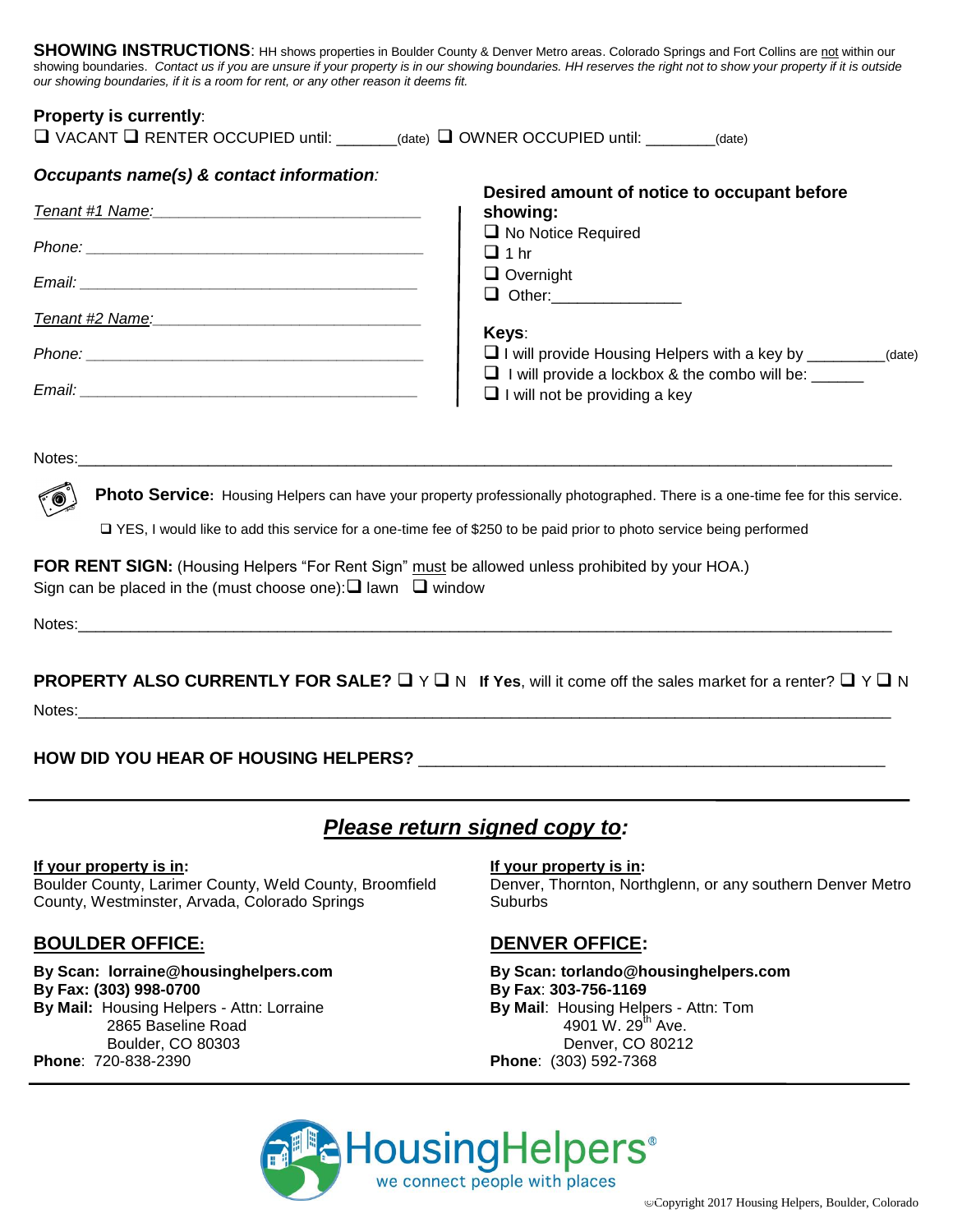**SHOWING INSTRUCTIONS**: HH shows properties in Boulder County & Denver Metro areas. Colorado Springs and Fort Collins are not within our showing boundaries. *Contact us if you are unsure if your property is in our showing boundaries. HH reserves the right not to show your property if it is outside our showing boundaries, if it is a room for rent, or any other reason it deems fit.*

**Property is currently**:

❑ VACANT ❑ RENTER OCCUPIED until: _______(date) ❑ OWNER OCCUPIED until: ________(date)

***Occupants name(s) & contact information:***

*Tenant #1 Name:*______________________________

*Phone:* ______________________________________

*Email:* ______________________________________

*Tenant #2 Name:*______________________________

*Phone:* ______________________________________

*Email:* ______________________________________

**Desired amount of notice to occupant before showing:**

❑ No Notice Required

❑ 1 hr

❑ Overnight

❑ Other:_______________

**Keys**:

❑ I will provide Housing Helpers with a key by _________(date)

❑ I will provide a lockbox & the combo will be: ______

❑ I will not be providing a key

Notes:_____________________________________________________________________________________

**Photo Service:** Housing Helpers can have your property professionally photographed. There is a one-time fee for this service.

❑ YES, I would like to add this service for a one-time fee of $250 to be paid prior to photo service being performed

**FOR RENT SIGN:** (Housing Helpers "For Rent Sign" must be allowed unless prohibited by your HOA.)
Sign can be placed in the (must choose one):❑ lawn ❑ window

Notes:_____________________________________________________________________________________

**PROPERTY ALSO CURRENTLY FOR SALE?** ❑ Y ❑ N **If Yes**, will it come off the sales market for a renter? ❑ Y ❑ N

Notes:_____________________________________________________________________________________

**HOW DID YOU HEAR OF HOUSING HELPERS?** ___________________________________________________

---

## ***Please return signed copy to:***

**If your property is in:**
Boulder County, Larimer County, Weld County, Broomfield County, Westminster, Arvada, Colorado Springs

**BOULDER OFFICE:**

**By Scan: lorraine@housinghelpers.com**
**By Fax: (303) 998-0700**
**By Mail:** Housing Helpers - Attn: Lorraine
2865 Baseline Road
Boulder, CO 80303
**Phone**: 720-838-2390

**If your property is in:**
Denver, Thornton, Northglenn, or any southern Denver Metro Suburbs

**DENVER OFFICE:**

**By Scan: torlando@housinghelpers.com**
**By Fax**: **303-756-1169**
**By Mail**: Housing Helpers - Attn: Tom
4901 W. 29th Ave.
Denver, CO 80212
**Phone**: (303) 592-7368

---

HousingHelpers®
we connect people with places

©Copyright 2017 Housing Helpers, Boulder, Colorado